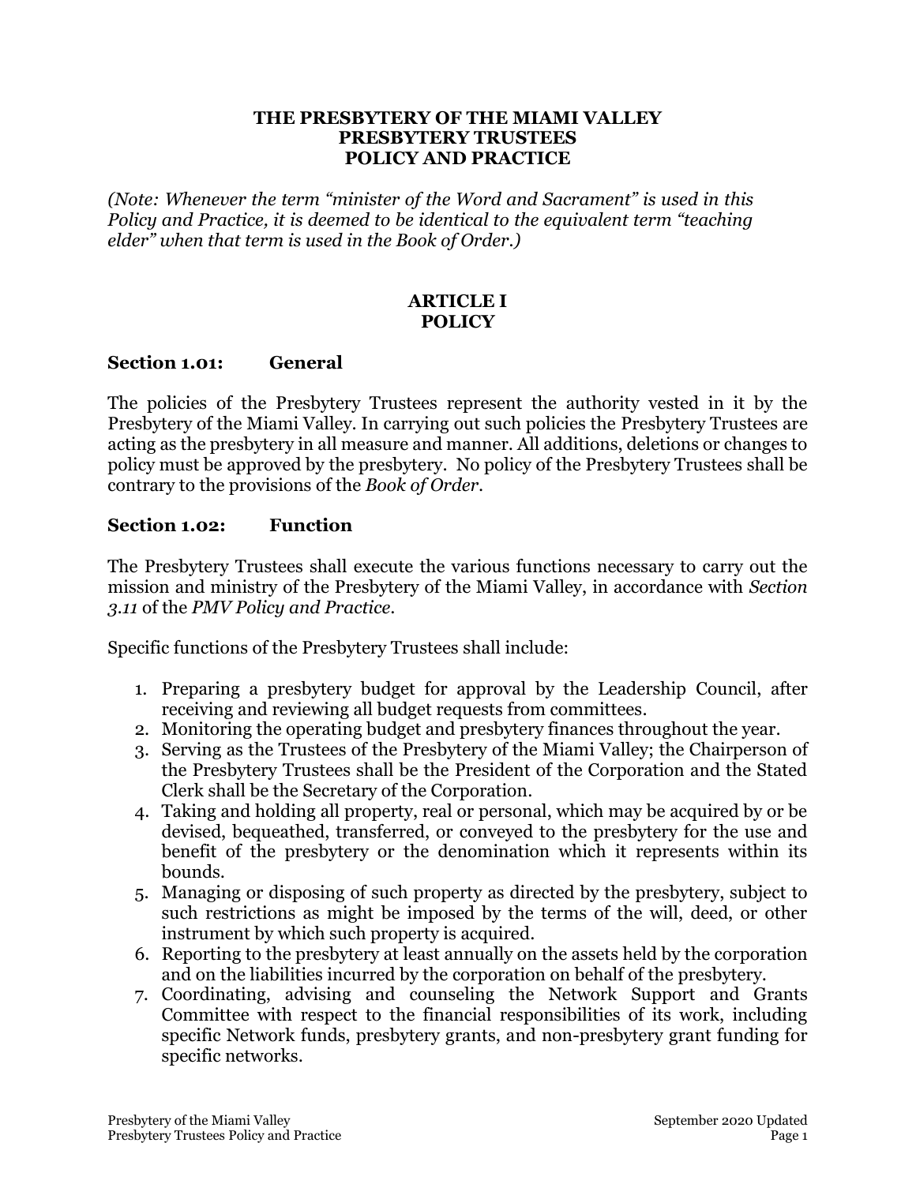**THE PRESBYTERY OF THE MIAMI VALLEY**
**PRESBYTERY TRUSTEES**
**POLICY AND PRACTICE**

*(Note: Whenever the term "minister of the Word and Sacrament" is used in this Policy and Practice, it is deemed to be identical to the equivalent term "teaching elder" when that term is used in the Book of Order.)*

# ARTICLE I
# POLICY

## Section 1.01: General

The policies of the Presbytery Trustees represent the authority vested in it by the Presbytery of the Miami Valley. In carrying out such policies the Presbytery Trustees are acting as the presbytery in all measure and manner. All additions, deletions or changes to policy must be approved by the presbytery. No policy of the Presbytery Trustees shall be contrary to the provisions of the *Book of Order*.

## Section 1.02: Function

The Presbytery Trustees shall execute the various functions necessary to carry out the mission and ministry of the Presbytery of the Miami Valley, in accordance with *Section 3.11* of the *PMV Policy and Practice*.

Specific functions of the Presbytery Trustees shall include:

1. Preparing a presbytery budget for approval by the Leadership Council, after receiving and reviewing all budget requests from committees.
2. Monitoring the operating budget and presbytery finances throughout the year.
3. Serving as the Trustees of the Presbytery of the Miami Valley; the Chairperson of the Presbytery Trustees shall be the President of the Corporation and the Stated Clerk shall be the Secretary of the Corporation.
4. Taking and holding all property, real or personal, which may be acquired by or be devised, bequeathed, transferred, or conveyed to the presbytery for the use and benefit of the presbytery or the denomination which it represents within its bounds.
5. Managing or disposing of such property as directed by the presbytery, subject to such restrictions as might be imposed by the terms of the will, deed, or other instrument by which such property is acquired.
6. Reporting to the presbytery at least annually on the assets held by the corporation and on the liabilities incurred by the corporation on behalf of the presbytery.
7. Coordinating, advising and counseling the Network Support and Grants Committee with respect to the financial responsibilities of its work, including specific Network funds, presbytery grants, and non-presbytery grant funding for specific networks.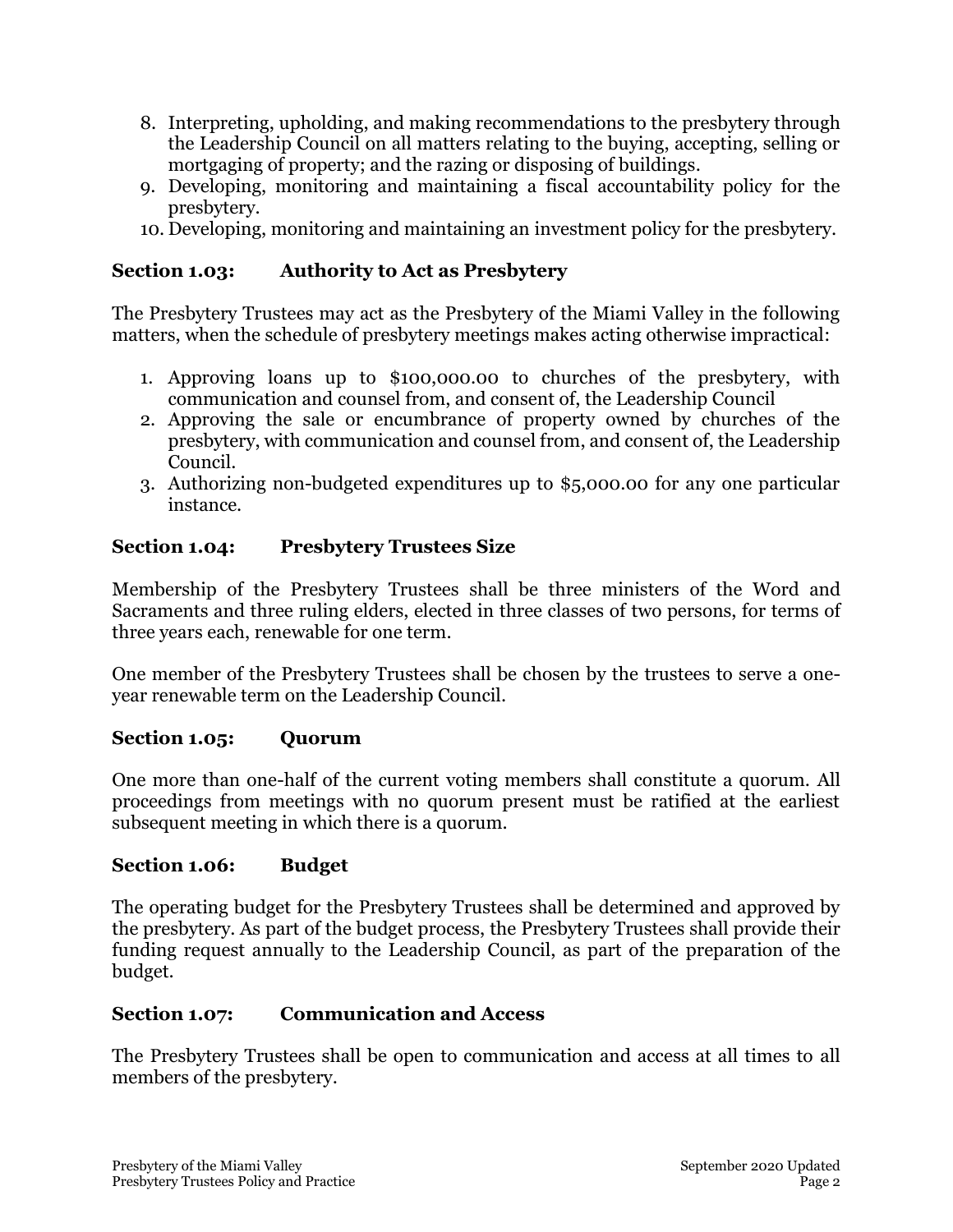8. Interpreting, upholding, and making recommendations to the presbytery through the Leadership Council on all matters relating to the buying, accepting, selling or mortgaging of property; and the razing or disposing of buildings.
9. Developing, monitoring and maintaining a fiscal accountability policy for the presbytery.
10. Developing, monitoring and maintaining an investment policy for the presbytery.

### Section 1.03: Authority to Act as Presbytery

The Presbytery Trustees may act as the Presbytery of the Miami Valley in the following matters, when the schedule of presbytery meetings makes acting otherwise impractical:

1. Approving loans up to $100,000.00 to churches of the presbytery, with communication and counsel from, and consent of, the Leadership Council
2. Approving the sale or encumbrance of property owned by churches of the presbytery, with communication and counsel from, and consent of, the Leadership Council.
3. Authorizing non-budgeted expenditures up to $5,000.00 for any one particular instance.

### Section 1.04: Presbytery Trustees Size

Membership of the Presbytery Trustees shall be three ministers of the Word and Sacraments and three ruling elders, elected in three classes of two persons, for terms of three years each, renewable for one term.

One member of the Presbytery Trustees shall be chosen by the trustees to serve a one-year renewable term on the Leadership Council.

### Section 1.05: Quorum

One more than one-half of the current voting members shall constitute a quorum. All proceedings from meetings with no quorum present must be ratified at the earliest subsequent meeting in which there is a quorum.

### Section 1.06: Budget

The operating budget for the Presbytery Trustees shall be determined and approved by the presbytery. As part of the budget process, the Presbytery Trustees shall provide their funding request annually to the Leadership Council, as part of the preparation of the budget.

### Section 1.07: Communication and Access

The Presbytery Trustees shall be open to communication and access at all times to all members of the presbytery.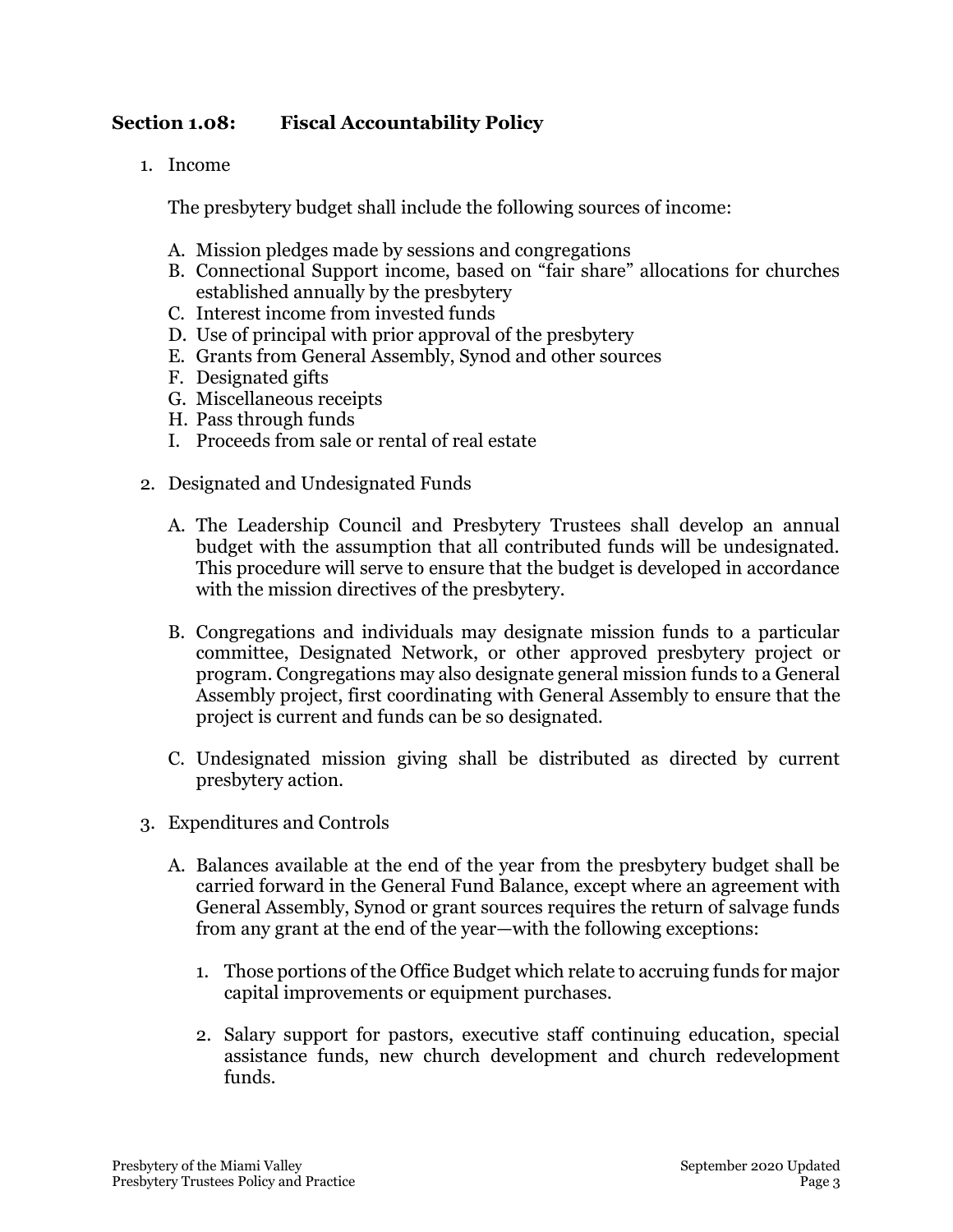## Section 1.08: Fiscal Accountability Policy

1. Income

   The presbytery budget shall include the following sources of income:

   A. Mission pledges made by sessions and congregations
   B. Connectional Support income, based on "fair share" allocations for churches established annually by the presbytery
   C. Interest income from invested funds
   D. Use of principal with prior approval of the presbytery
   E. Grants from General Assembly, Synod and other sources
   F. Designated gifts
   G. Miscellaneous receipts
   H. Pass through funds
   I. Proceeds from sale or rental of real estate

2. Designated and Undesignated Funds

   A. The Leadership Council and Presbytery Trustees shall develop an annual budget with the assumption that all contributed funds will be undesignated. This procedure will serve to ensure that the budget is developed in accordance with the mission directives of the presbytery.

   B. Congregations and individuals may designate mission funds to a particular committee, Designated Network, or other approved presbytery project or program. Congregations may also designate general mission funds to a General Assembly project, first coordinating with General Assembly to ensure that the project is current and funds can be so designated.

   C. Undesignated mission giving shall be distributed as directed by current presbytery action.

3. Expenditures and Controls

   A. Balances available at the end of the year from the presbytery budget shall be carried forward in the General Fund Balance, except where an agreement with General Assembly, Synod or grant sources requires the return of salvage funds from any grant at the end of the year—with the following exceptions:

      1. Those portions of the Office Budget which relate to accruing funds for major capital improvements or equipment purchases.

      2. Salary support for pastors, executive staff continuing education, special assistance funds, new church development and church redevelopment funds.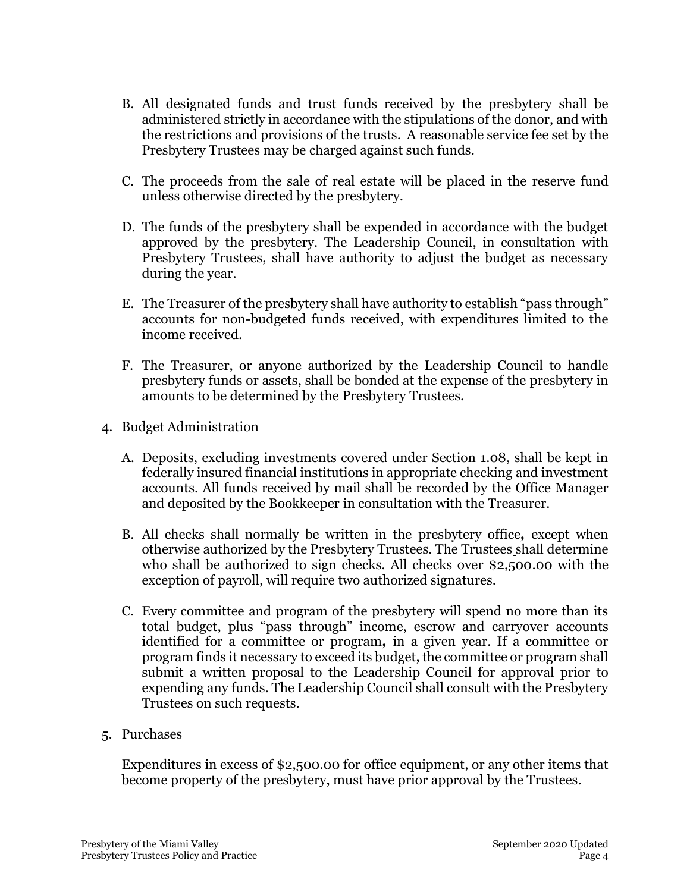B. All designated funds and trust funds received by the presbytery shall be administered strictly in accordance with the stipulations of the donor, and with the restrictions and provisions of the trusts. A reasonable service fee set by the Presbytery Trustees may be charged against such funds.

C. The proceeds from the sale of real estate will be placed in the reserve fund unless otherwise directed by the presbytery.

D. The funds of the presbytery shall be expended in accordance with the budget approved by the presbytery. The Leadership Council, in consultation with Presbytery Trustees, shall have authority to adjust the budget as necessary during the year.

E. The Treasurer of the presbytery shall have authority to establish "pass through" accounts for non-budgeted funds received, with expenditures limited to the income received.

F. The Treasurer, or anyone authorized by the Leadership Council to handle presbytery funds or assets, shall be bonded at the expense of the presbytery in amounts to be determined by the Presbytery Trustees.

4. Budget Administration

   A. Deposits, excluding investments covered under Section 1.08, shall be kept in federally insured financial institutions in appropriate checking and investment accounts. All funds received by mail shall be recorded by the Office Manager and deposited by the Bookkeeper in consultation with the Treasurer.

   B. All checks shall normally be written in the presbytery office**,** except when otherwise authorized by the Presbytery Trustees. The Trustees shall determine who shall be authorized to sign checks. All checks over $2,500.00 with the exception of payroll, will require two authorized signatures.

   C. Every committee and program of the presbytery will spend no more than its total budget, plus "pass through" income, escrow and carryover accounts identified for a committee or program**,** in a given year. If a committee or program finds it necessary to exceed its budget, the committee or program shall submit a written proposal to the Leadership Council for approval prior to expending any funds. The Leadership Council shall consult with the Presbytery Trustees on such requests.

5. Purchases

   Expenditures in excess of $2,500.00 for office equipment, or any other items that become property of the presbytery, must have prior approval by the Trustees.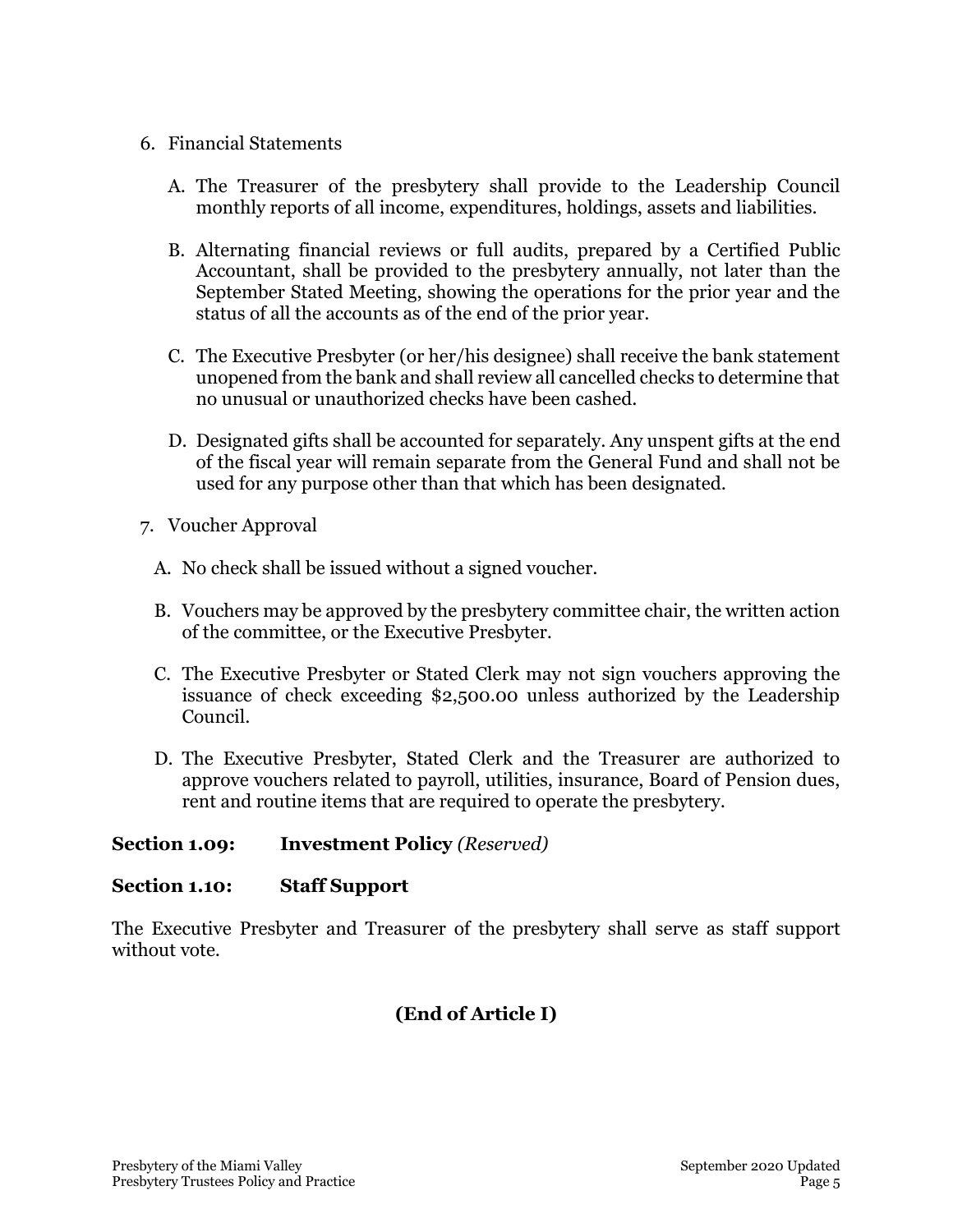6. Financial Statements

   A. The Treasurer of the presbytery shall provide to the Leadership Council monthly reports of all income, expenditures, holdings, assets and liabilities.

   B. Alternating financial reviews or full audits, prepared by a Certified Public Accountant, shall be provided to the presbytery annually, not later than the September Stated Meeting, showing the operations for the prior year and the status of all the accounts as of the end of the prior year.

   C. The Executive Presbyter (or her/his designee) shall receive the bank statement unopened from the bank and shall review all cancelled checks to determine that no unusual or unauthorized checks have been cashed.

   D. Designated gifts shall be accounted for separately. Any unspent gifts at the end of the fiscal year will remain separate from the General Fund and shall not be used for any purpose other than that which has been designated.

7. Voucher Approval

   A. No check shall be issued without a signed voucher.

   B. Vouchers may be approved by the presbytery committee chair, the written action of the committee, or the Executive Presbyter.

   C. The Executive Presbyter or Stated Clerk may not sign vouchers approving the issuance of check exceeding $2,500.00 unless authorized by the Leadership Council.

   D. The Executive Presbyter, Stated Clerk and the Treasurer are authorized to approve vouchers related to payroll, utilities, insurance, Board of Pension dues, rent and routine items that are required to operate the presbytery.

**Section 1.09: Investment Policy** *(Reserved)*

**Section 1.10: Staff Support**

The Executive Presbyter and Treasurer of the presbytery shall serve as staff support without vote.

**(End of Article I)**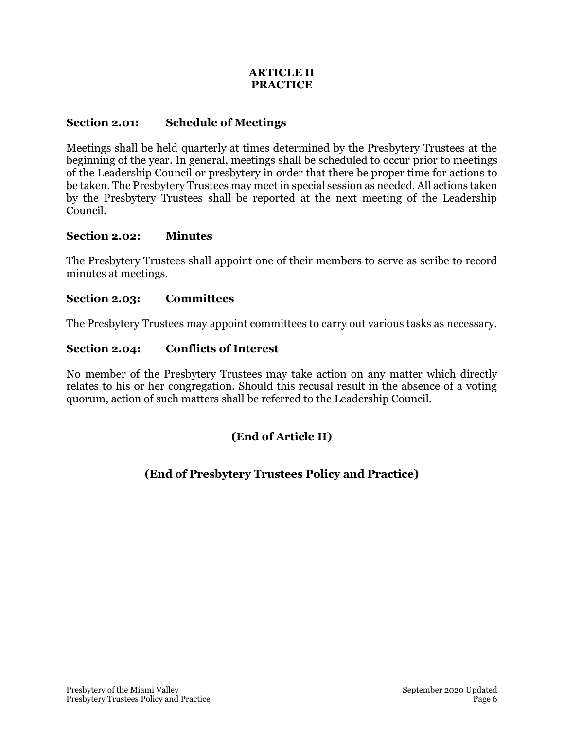# ARTICLE II
# PRACTICE

### Section 2.01: Schedule of Meetings

Meetings shall be held quarterly at times determined by the Presbytery Trustees at the beginning of the year. In general, meetings shall be scheduled to occur prior to meetings of the Leadership Council or presbytery in order that there be proper time for actions to be taken. The Presbytery Trustees may meet in special session as needed. All actions taken by the Presbytery Trustees shall be reported at the next meeting of the Leadership Council.

### Section 2.02: Minutes

The Presbytery Trustees shall appoint one of their members to serve as scribe to record minutes at meetings.

### Section 2.03: Committees

The Presbytery Trustees may appoint committees to carry out various tasks as necessary.

### Section 2.04: Conflicts of Interest

No member of the Presbytery Trustees may take action on any matter which directly relates to his or her congregation. Should this recusal result in the absence of a voting quorum, action of such matters shall be referred to the Leadership Council.

**(End of Article II)**

**(End of Presbytery Trustees Policy and Practice)**